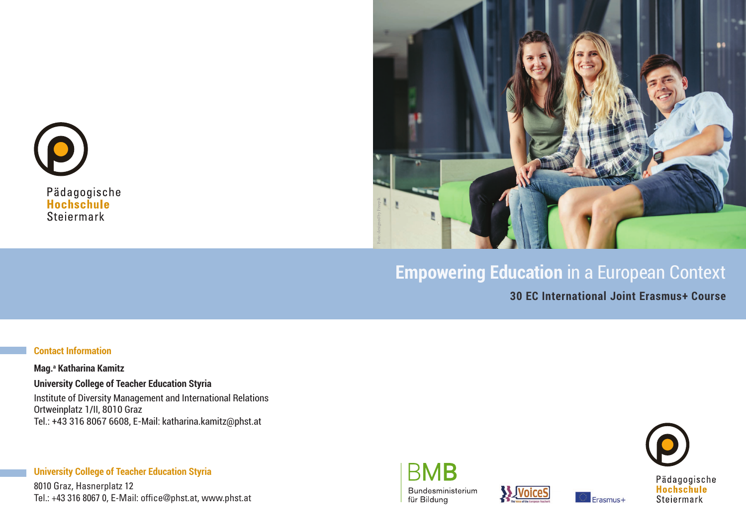Pädagogische
Hochschule
Steiermark

# **Empowering Education** in a European Context

## 30 EC International Joint Erasmus+ Course

### Contact Information

**Mag.ª Katharina Kamitz**

**University College of Teacher Education Styria**

Institute of Diversity Management and International Relations
Ortweinplatz 1/II, 8010 Graz
Tel.: +43 316 8067 6608, E-Mail: katharina.kamitz@phst.at

### University College of Teacher Education Styria

8010 Graz, Hasnerplatz 12
Tel.: +43 316 8067 0, E-Mail: office@phst.at, www.phst.at

BMB Bundesministerium für Bildung

VoiceS – The Voice of the European Teachers

Erasmus+

Pädagogische
Hochschule
Steiermark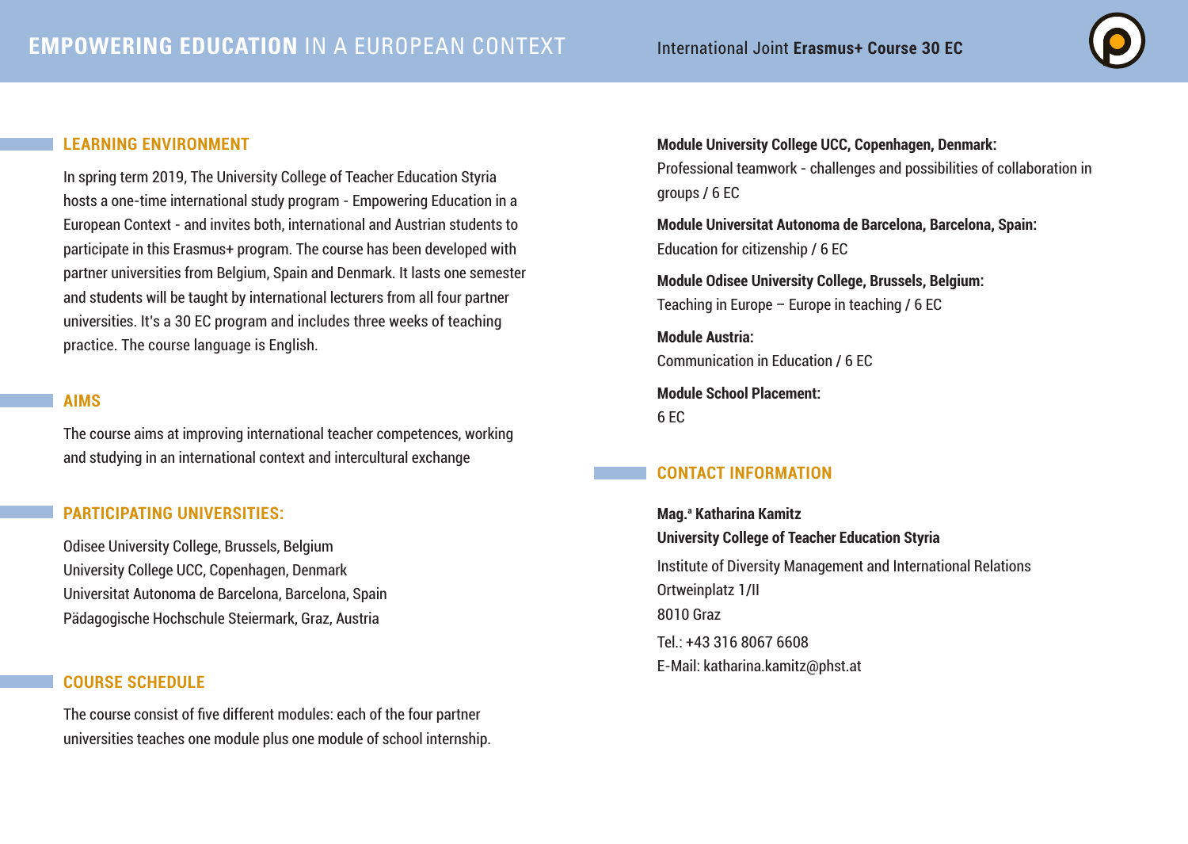# **EMPOWERING EDUCATION** IN A EUROPEAN CONTEXT

International Joint **Erasmus+ Course 30 EC**

## LEARNING ENVIRONMENT

In spring term 2019, The University College of Teacher Education Styria hosts a one-time international study program - Empowering Education in a European Context - and invites both, international and Austrian students to participate in this Erasmus+ program. The course has been developed with partner universities from Belgium, Spain and Denmark. It lasts one semester and students will be taught by international lecturers from all four partner universities. It's a 30 EC program and includes three weeks of teaching practice. The course language is English.

## AIMS

The course aims at improving international teacher competences, working and studying in an international context and intercultural exchange

## PARTICIPATING UNIVERSITIES:

Odisee University College, Brussels, Belgium
University College UCC, Copenhagen, Denmark
Universitat Autonoma de Barcelona, Barcelona, Spain
Pädagogische Hochschule Steiermark, Graz, Austria

## COURSE SCHEDULE

The course consist of five different modules: each of the four partner universities teaches one module plus one module of school internship.

**Module University College UCC, Copenhagen, Denmark:**
Professional teamwork - challenges and possibilities of collaboration in groups / 6 EC

**Module Universitat Autonoma de Barcelona, Barcelona, Spain:**
Education for citizenship / 6 EC

**Module Odisee University College, Brussels, Belgium:**
Teaching in Europe – Europe in teaching / 6 EC

**Module Austria:**
Communication in Education / 6 EC

**Module School Placement:**
6 EC

## CONTACT INFORMATION

**Mag.ª Katharina Kamitz**
**University College of Teacher Education Styria**
Institute of Diversity Management and International Relations
Ortweinplatz 1/II
8010 Graz
Tel.: +43 316 8067 6608
E-Mail: katharina.kamitz@phst.at